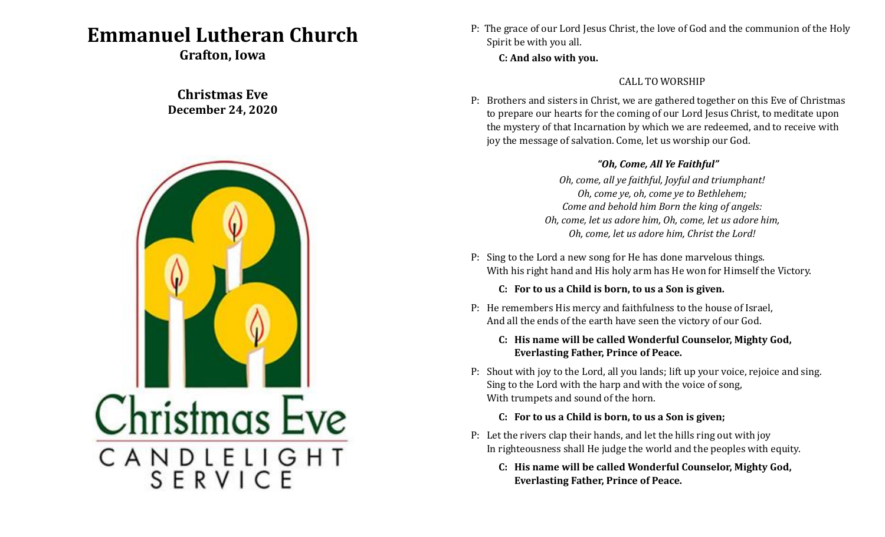# Emmanuel Lutheran Church

**Grafton, Iowa**

**Christmas Eve**
**December 24, 2020**

Christmas Eve
CANDLELIGHT SERVICE

P: The grace of our Lord Jesus Christ, the love of God and the communion of the Holy Spirit be with you all.

**C: And also with you.**

CALL TO WORSHIP

P: Brothers and sisters in Christ, we are gathered together on this Eve of Christmas to prepare our hearts for the coming of our Lord Jesus Christ, to meditate upon the mystery of that Incarnation by which we are redeemed, and to receive with joy the message of salvation. Come, let us worship our God.

***"Oh, Come, All Ye Faithful"***

*Oh, come, all ye faithful, Joyful and triumphant!*
*Oh, come ye, oh, come ye to Bethlehem;*
*Come and behold him Born the king of angels:*
*Oh, come, let us adore him, Oh, come, let us adore him,*
*Oh, come, let us adore him, Christ the Lord!*

P: Sing to the Lord a new song for He has done marvelous things.
With his right hand and His holy arm has He won for Himself the Victory.

**C: For to us a Child is born, to us a Son is given.**

P: He remembers His mercy and faithfulness to the house of Israel,
And all the ends of the earth have seen the victory of our God.

**C: His name will be called Wonderful Counselor, Mighty God, Everlasting Father, Prince of Peace.**

P: Shout with joy to the Lord, all you lands; lift up your voice, rejoice and sing.
Sing to the Lord with the harp and with the voice of song,
With trumpets and sound of the horn.

**C: For to us a Child is born, to us a Son is given;**

P: Let the rivers clap their hands, and let the hills ring out with joy
In righteousness shall He judge the world and the peoples with equity.

**C: His name will be called Wonderful Counselor, Mighty God, Everlasting Father, Prince of Peace.**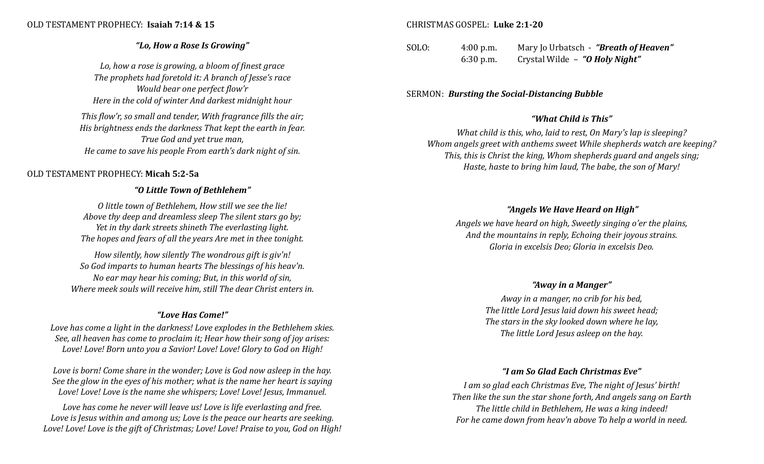OLD TESTAMENT PROPHECY: **Isaiah 7:14 & 15**

***"Lo, How a Rose Is Growing"***

*Lo, how a rose is growing, a bloom of finest grace*
*The prophets had foretold it: A branch of Jesse's race*
*Would bear one perfect flow'r*
*Here in the cold of winter And darkest midnight hour*

*This flow'r, so small and tender, With fragrance fills the air;*
*His brightness ends the darkness That kept the earth in fear.*
*True God and yet true man,*
*He came to save his people From earth's dark night of sin.*

OLD TESTAMENT PROPHECY: **Micah 5:2-5a**

***"O Little Town of Bethlehem"***

*O little town of Bethlehem, How still we see the lie!*
*Above thy deep and dreamless sleep The silent stars go by;*
*Yet in thy dark streets shineth The everlasting light.*
*The hopes and fears of all the years Are met in thee tonight.*

*How silently, how silently The wondrous gift is giv'n!*
*So God imparts to human hearts The blessings of his heav'n.*
*No ear may hear his coming; But, in this world of sin,*
*Where meek souls will receive him, still The dear Christ enters in.*

***"Love Has Come!"***

*Love has come a light in the darkness! Love explodes in the Bethlehem skies.*
*See, all heaven has come to proclaim it; Hear how their song of joy arises:*
*Love! Love! Born unto you a Savior! Love! Love! Glory to God on High!*

*Love is born! Come share in the wonder; Love is God now asleep in the hay.*
*See the glow in the eyes of his mother; what is the name her heart is saying*
*Love! Love! Love is the name she whispers; Love! Love! Jesus, Immanuel.*

*Love has come he never will leave us! Love is life everlasting and free.*
*Love is Jesus within and among us; Love is the peace our hearts are seeking.*
*Love! Love! Love is the gift of Christmas; Love! Love! Praise to you, God on High!*

CHRISTMAS GOSPEL: **Luke 2:1-20**

SOLO: 4:00 p.m. Mary Jo Urbatsch - ***"Breath of Heaven"***
6:30 p.m. Crystal Wilde – ***"O Holy Night"***

SERMON: ***Bursting the Social-Distancing Bubble***

***"What Child is This"***

*What child is this, who, laid to rest, On Mary's lap is sleeping?*
*Whom angels greet with anthems sweet While shepherds watch are keeping?*
*This, this is Christ the king, Whom shepherds guard and angels sing;*
*Haste, haste to bring him laud, The babe, the son of Mary!*

***"Angels We Have Heard on High"***

*Angels we have heard on high, Sweetly singing o'er the plains,*
*And the mountains in reply, Echoing their joyous strains.*
*Gloria in excelsis Deo; Gloria in excelsis Deo.*

***"Away in a Manger"***

*Away in a manger, no crib for his bed,*
*The little Lord Jesus laid down his sweet head;*
*The stars in the sky looked down where he lay,*
*The little Lord Jesus asleep on the hay.*

***"I am So Glad Each Christmas Eve"***

*I am so glad each Christmas Eve, The night of Jesus' birth!*
*Then like the sun the star shone forth, And angels sang on Earth*
*The little child in Bethlehem, He was a king indeed!*
*For he came down from heav'n above To help a world in need.*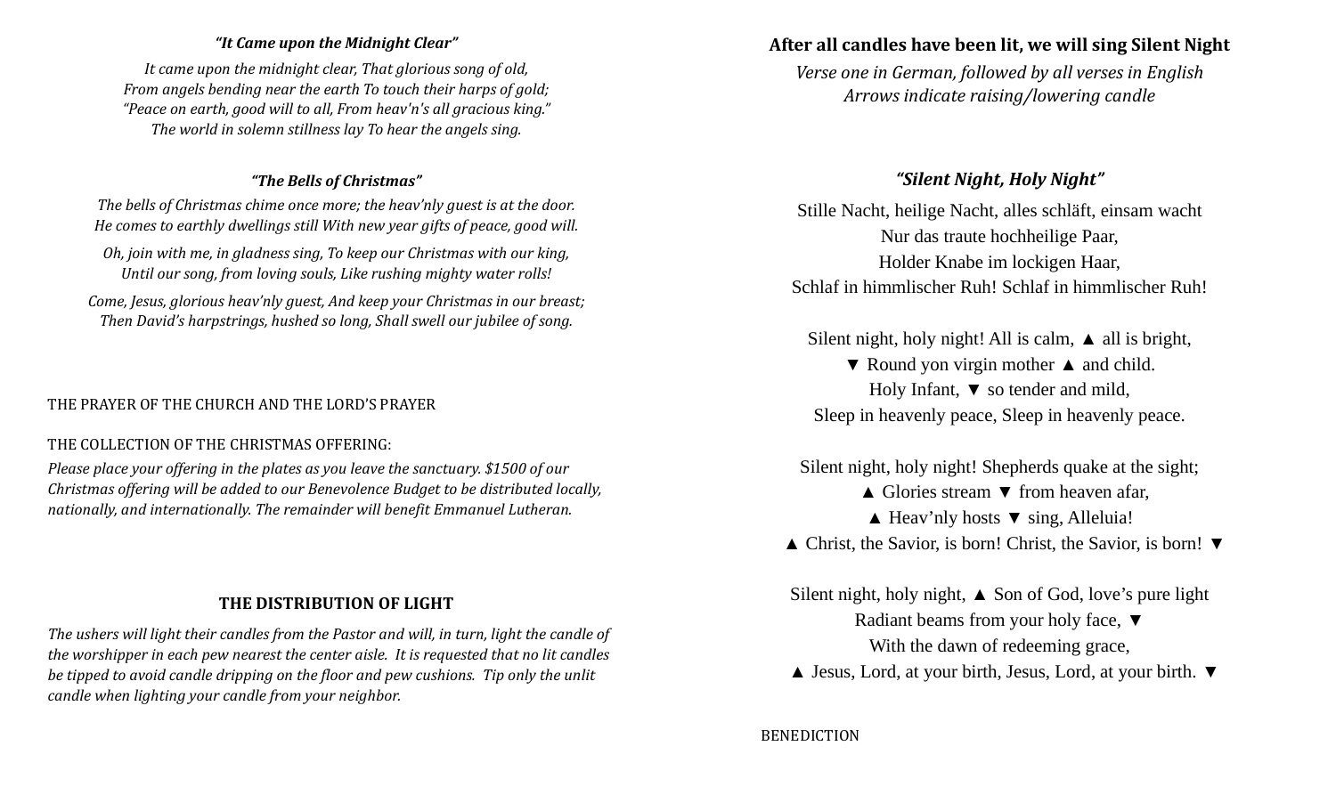***"It Came upon the Midnight Clear"***

*It came upon the midnight clear, That glorious song of old,*
*From angels bending near the earth To touch their harps of gold;*
*"Peace on earth, good will to all, From heav'n's all gracious king."*
*The world in solemn stillness lay To hear the angels sing.*

***"The Bells of Christmas"***

*The bells of Christmas chime once more; the heav'nly guest is at the door.*
*He comes to earthly dwellings still With new year gifts of peace, good will.*

*Oh, join with me, in gladness sing, To keep our Christmas with our king,*
*Until our song, from loving souls, Like rushing mighty water rolls!*

*Come, Jesus, glorious heav'nly guest, And keep your Christmas in our breast;*
*Then David's harpstrings, hushed so long, Shall swell our jubilee of song.*

THE PRAYER OF THE CHURCH AND THE LORD'S PRAYER

THE COLLECTION OF THE CHRISTMAS OFFERING:

*Please place your offering in the plates as you leave the sanctuary. $1500 of our Christmas offering will be added to our Benevolence Budget to be distributed locally, nationally, and internationally. The remainder will benefit Emmanuel Lutheran.*

**THE DISTRIBUTION OF LIGHT**

*The ushers will light their candles from the Pastor and will, in turn, light the candle of the worshipper in each pew nearest the center aisle. It is requested that no lit candles be tipped to avoid candle dripping on the floor and pew cushions. Tip only the unlit candle when lighting your candle from your neighbor.*

**After all candles have been lit, we will sing Silent Night**

*Verse one in German, followed by all verses in English*
*Arrows indicate raising/lowering candle*

***"Silent Night, Holy Night"***

Stille Nacht, heilige Nacht, alles schläft, einsam wacht
Nur das traute hochheilige Paar,
Holder Knabe im lockigen Haar,
Schlaf in himmlischer Ruh! Schlaf in himmlischer Ruh!

Silent night, holy night! All is calm, ▲ all is bright,
▼ Round yon virgin mother ▲ and child.
Holy Infant, ▼ so tender and mild,
Sleep in heavenly peace, Sleep in heavenly peace.

Silent night, holy night! Shepherds quake at the sight;
▲ Glories stream ▼ from heaven afar,
▲ Heav'nly hosts ▼ sing, Alleluia!
▲ Christ, the Savior, is born! Christ, the Savior, is born! ▼

Silent night, holy night, ▲ Son of God, love's pure light
Radiant beams from your holy face, ▼
With the dawn of redeeming grace,
▲ Jesus, Lord, at your birth, Jesus, Lord, at your birth. ▼

BENEDICTION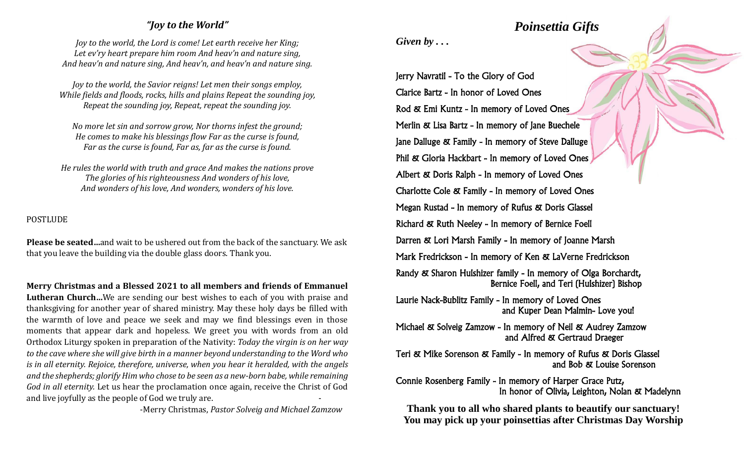### *"Joy to the World"*

*Joy to the world, the Lord is come! Let earth receive her King;*
*Let ev'ry heart prepare him room And heav'n and nature sing,*
*And heav'n and nature sing, And heav'n, and heav'n and nature sing.*

*Joy to the world, the Savior reigns! Let men their songs employ,*
*While fields and floods, rocks, hills and plains Repeat the sounding joy,*
*Repeat the sounding joy, Repeat, repeat the sounding joy.*

*No more let sin and sorrow grow, Nor thorns infest the ground;*
*He comes to make his blessings flow Far as the curse is found,*
*Far as the curse is found, Far as, far as the curse is found.*

*He rules the world with truth and grace And makes the nations prove*
*The glories of his righteousness And wonders of his love,*
*And wonders of his love, And wonders, wonders of his love.*

POSTLUDE

**Please be seated…**and wait to be ushered out from the back of the sanctuary. We ask that you leave the building via the double glass doors. Thank you.

**Merry Christmas and a Blessed 2021 to all members and friends of Emmanuel Lutheran Church…**We are sending our best wishes to each of you with praise and thanksgiving for another year of shared ministry. May these holy days be filled with the warmth of love and peace we seek and may we find blessings even in those moments that appear dark and hopeless. We greet you with words from an old Orthodox Liturgy spoken in preparation of the Nativity: *Today the virgin is on her way to the cave where she will give birth in a manner beyond understanding to the Word who is in all eternity. Rejoice, therefore, universe, when you hear it heralded, with the angels and the shepherds; glorify Him who chose to be seen as a new-born babe, while remaining God in all eternity.* Let us hear the proclamation once again, receive the Christ of God and live joyfully as the people of God we truly are.

-Merry Christmas, *Pastor Solveig and Michael Zamzow*

## *Poinsettia Gifts*

*Given by . . .*

Jerry Navratil - To the Glory of God

Clarice Bartz - In honor of Loved Ones

Rod & Emi Kuntz - In memory of Loved Ones

Merlin & Lisa Bartz - In memory of Jane Buechele

Jane Dalluge & Family - In memory of Steve Dalluge

Phil & Gloria Hackbart - In memory of Loved Ones

Albert & Doris Ralph - In memory of Loved Ones

Charlotte Cole & Family - In memory of Loved Ones

Megan Rustad - In memory of Rufus & Doris Glassel

Richard & Ruth Neeley - In memory of Bernice Foell

Darren & Lori Marsh Family - In memory of Joanne Marsh

Mark Fredrickson - In memory of Ken & LaVerne Fredrickson

Randy & Sharon Hulshizer family - In memory of Olga Borchardt, Bernice Foell, and Teri (Hulshizer) Bishop

Laurie Nack-Bublitz Family - In memory of Loved Ones and Kuper Dean Malmin- Love you!

Michael & Solveig Zamzow - In memory of Neil & Audrey Zamzow and Alfred & Gertraud Draeger

Teri & Mike Sorenson & Family - In memory of Rufus & Doris Glassel and Bob & Louise Sorenson

Connie Rosenberg Family - In memory of Harper Grace Putz, In honor of Olivia, Leighton, Nolan & Madelynn

**Thank you to all who shared plants to beautify our sanctuary!**
**You may pick up your poinsettias after Christmas Day Worship**